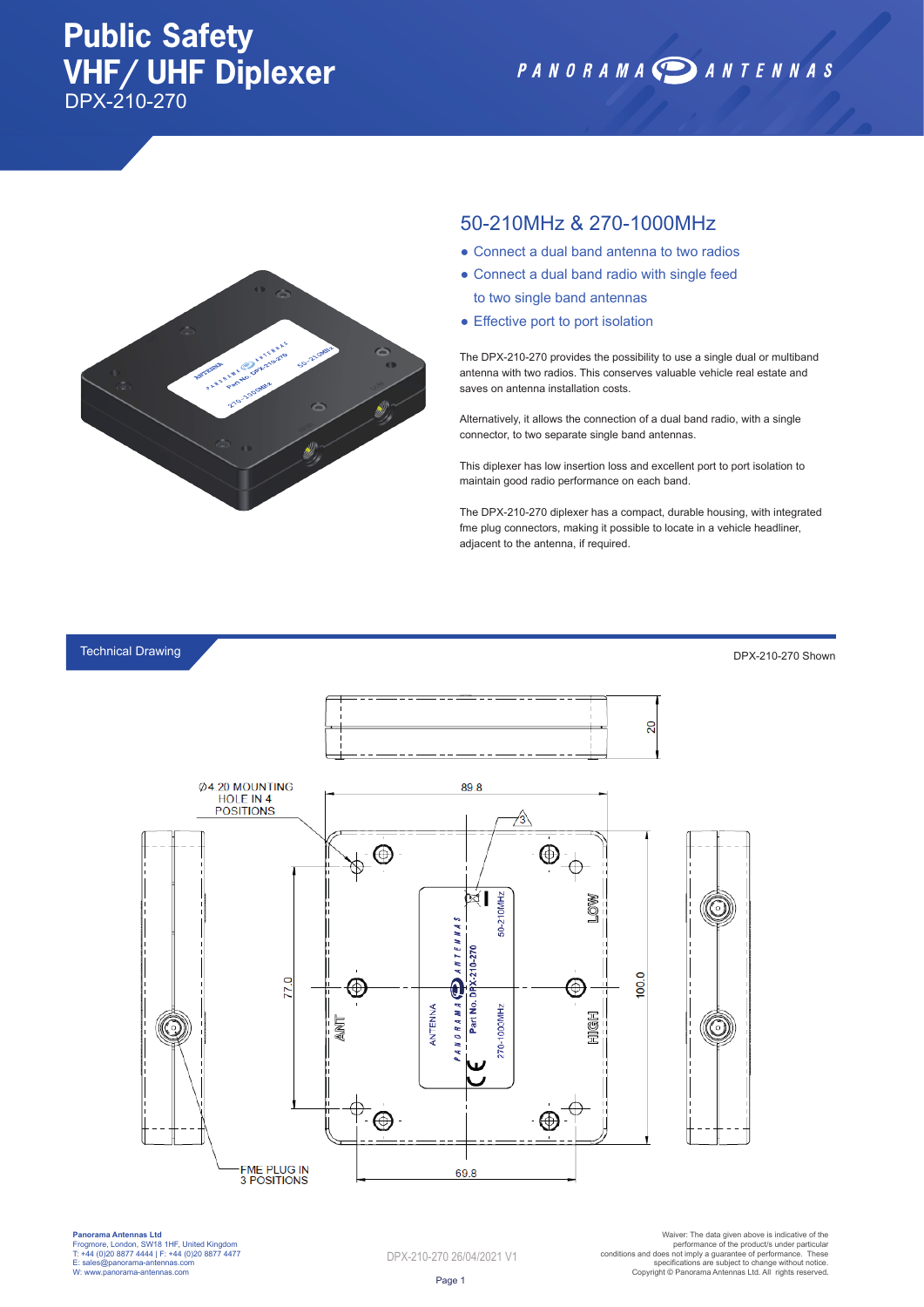# Public Safety VHF/ UHF Diplexer

DPX-210-270

PANORAMA ANTENNAS

## 50-210MHz & 270-1000MHz

- Connect a dual band antenna to two radios
- Connect a dual band radio with single feed to two single band antennas
- Effective port to port isolation

The DPX-210-270 provides the possibility to use a single dual or multiband antenna with two radios. This conserves valuable vehicle real estate and saves on antenna installation costs.

Alternatively, it allows the connection of a dual band radio, with a single connector, to two separate single band antennas.

This diplexer has low insertion loss and excellent port to port isolation to maintain good radio performance on each band.

The DPX-210-270 diplexer has a compact, durable housing, with integrated fme plug connectors, making it possible to locate in a vehicle headliner, adjacent to the antenna, if required.

## Technical Drawing

DPX-210-270 Shown

Ø4.20 MOUNTING HOLE IN 4 POSITIONS

89.8

20

77.0

100.0

69.8

LOW

HIGH

ANT

FME PLUG IN 3 POSITIONS

**Panorama Antennas Ltd**
Frogmore, London, SW18 1HF, United Kingdom
T: +44 (0)20 8877 4444 | F: +44 (0)20 8877 4477
E: sales@panorama-antennas.com
W: www.panorama-antennas.com

DPX-210-270 26/04/2021 V1

Waiver: The data given above is indicative of the performance of the product/s under particular conditions and does not imply a guarantee of performance. These specifications are subject to change without notice.
Copyright © Panorama Antennas Ltd. All rights reserved.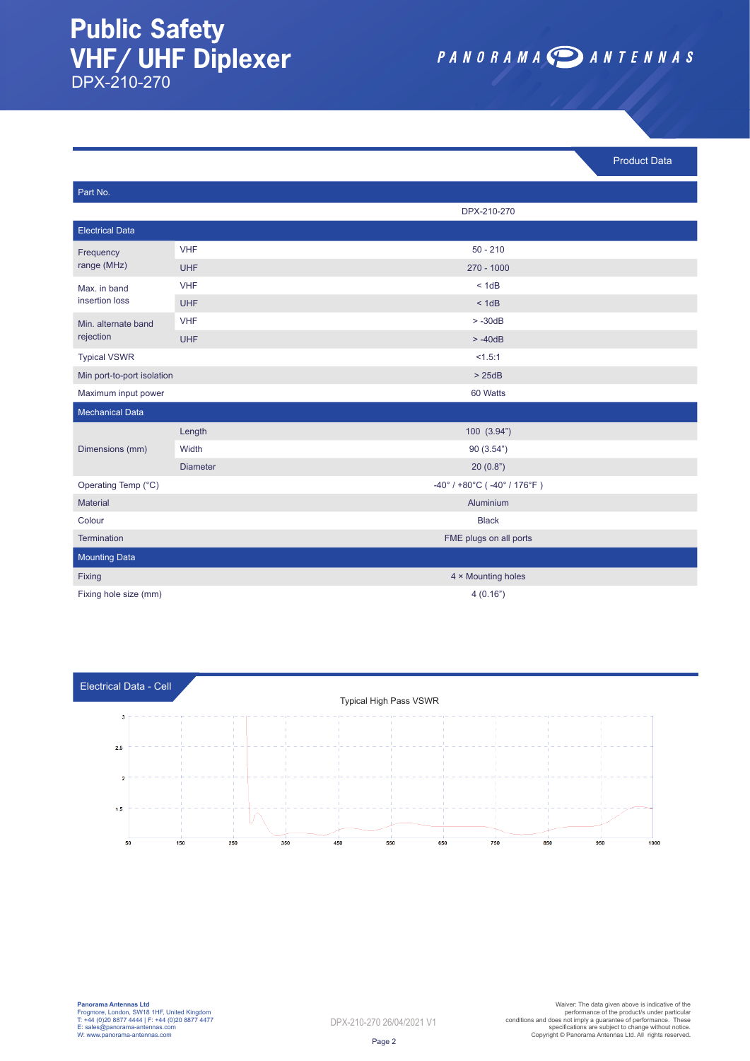# Public Safety VHF/ UHF Diplexer

DPX-210-270

PANORAMA ANTENNAS

Product Data

| Part No. | | |
|---|---|---|
| | | DPX-210-270 |
| **Electrical Data** | | |
| Frequency range (MHz) | VHF | 50 - 210 |
| | UHF | 270 - 1000 |
| Max. in band insertion loss | VHF | < 1dB |
| | UHF | < 1dB |
| Min. alternate band rejection | VHF | > -30dB |
| | UHF | > -40dB |
| Typical VSWR | | <1.5:1 |
| Min port-to-port isolation | | > 25dB |
| Maximum input power | | 60 Watts |
| **Mechanical Data** | | |
| Dimensions (mm) | Length | 100 (3.94") |
| | Width | 90 (3.54") |
| | Diameter | 20 (0.8") |
| Operating Temp (°C) | | -40° / +80°C ( -40° / 176°F ) |
| Material | | Aluminium |
| Colour | | Black |
| Termination | | FME plugs on all ports |
| **Mounting Data** | | |
| Fixing | | 4 × Mounting holes |
| Fixing hole size (mm) | | 4 (0.16") |

## Electrical Data - Cell

Typical High Pass VSWR

Panorama Antennas Ltd
Frogmore, London, SW18 1HF, United Kingdom
T: +44 (0)20 8877 4444 | F: +44 (0)20 8877 4477
E: sales@panorama-antennas.com
W: www.panorama-antennas.com

DPX-210-270 26/04/2021 V1

Waiver: The data given above is indicative of the performance of the product/s under particular conditions and does not imply a guarantee of performance. These specifications are subject to change without notice. Copyright © Panorama Antennas Ltd. All rights reserved.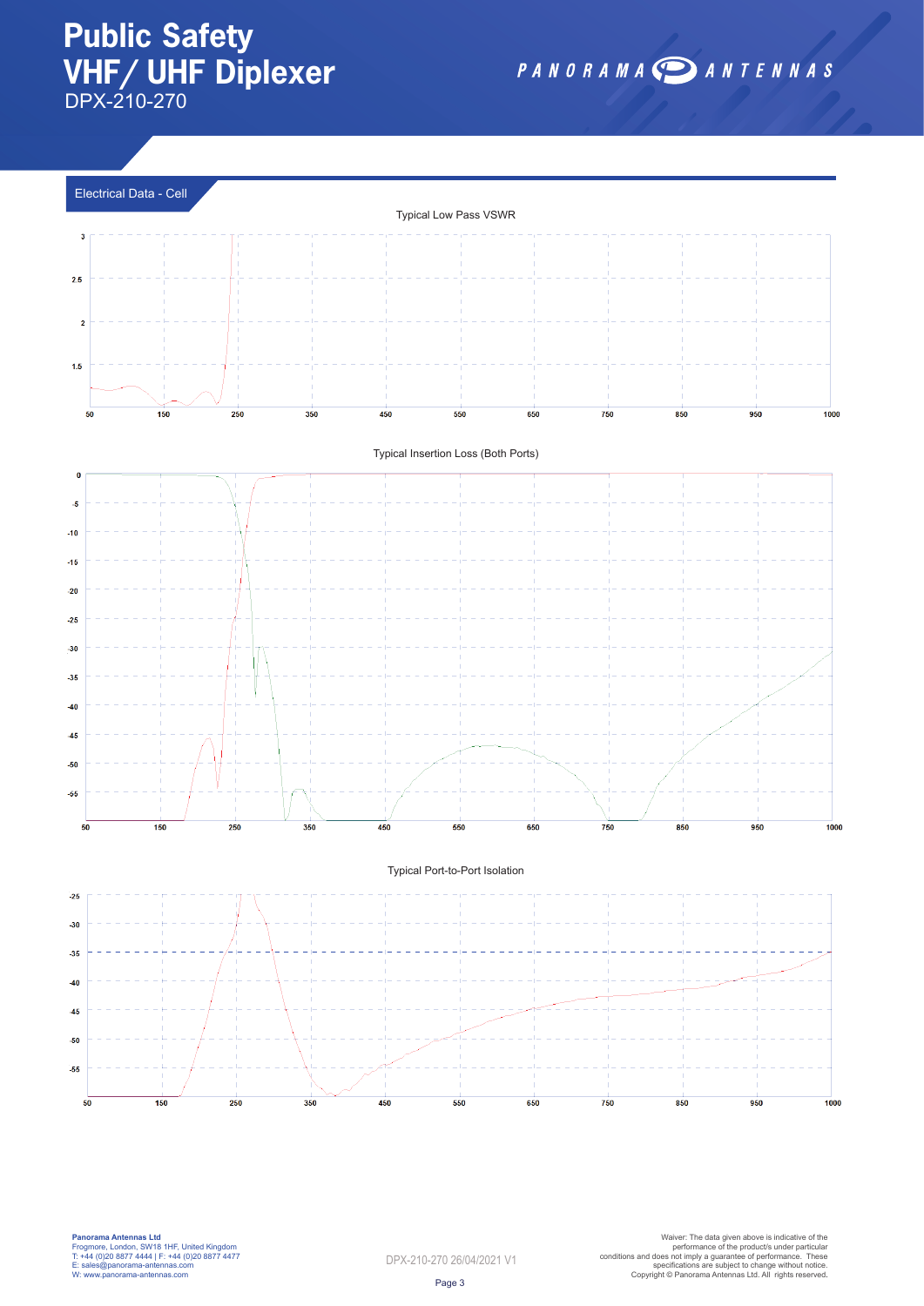# Public Safety VHF/ UHF Diplexer
DPX-210-270

PANORAMA ANTENNAS

## Electrical Data - Cell

Typical Low Pass VSWR

3
2.5
2
1.5
50 150 250 350 450 550 650 750 850 950 1000

Typical Insertion Loss (Both Ports)

0
-5
-10
-15
-20
-25
-30
-35
-40
-45
-50
-55
50 150 250 350 450 550 650 750 850 950 1000

Typical Port-to-Port Isolation

-25
-30
-35
-40
-45
-50
-55
50 150 250 350 450 550 650 750 850 950 1000

**Panorama Antennas Ltd**
Frogmore, London, SW18 1HF, United Kingdom
T: +44 (0)20 8877 4444 | F: +44 (0)20 8877 4477
E: sales@panorama-antennas.com
W: www.panorama-antennas.com

DPX-210-270 26/04/2021 V1

Waiver: The data given above is indicative of the performance of the product/s under particular conditions and does not imply a guarantee of performance. These specifications are subject to change without notice.
Copyright © Panorama Antennas Ltd. All rights reserved.